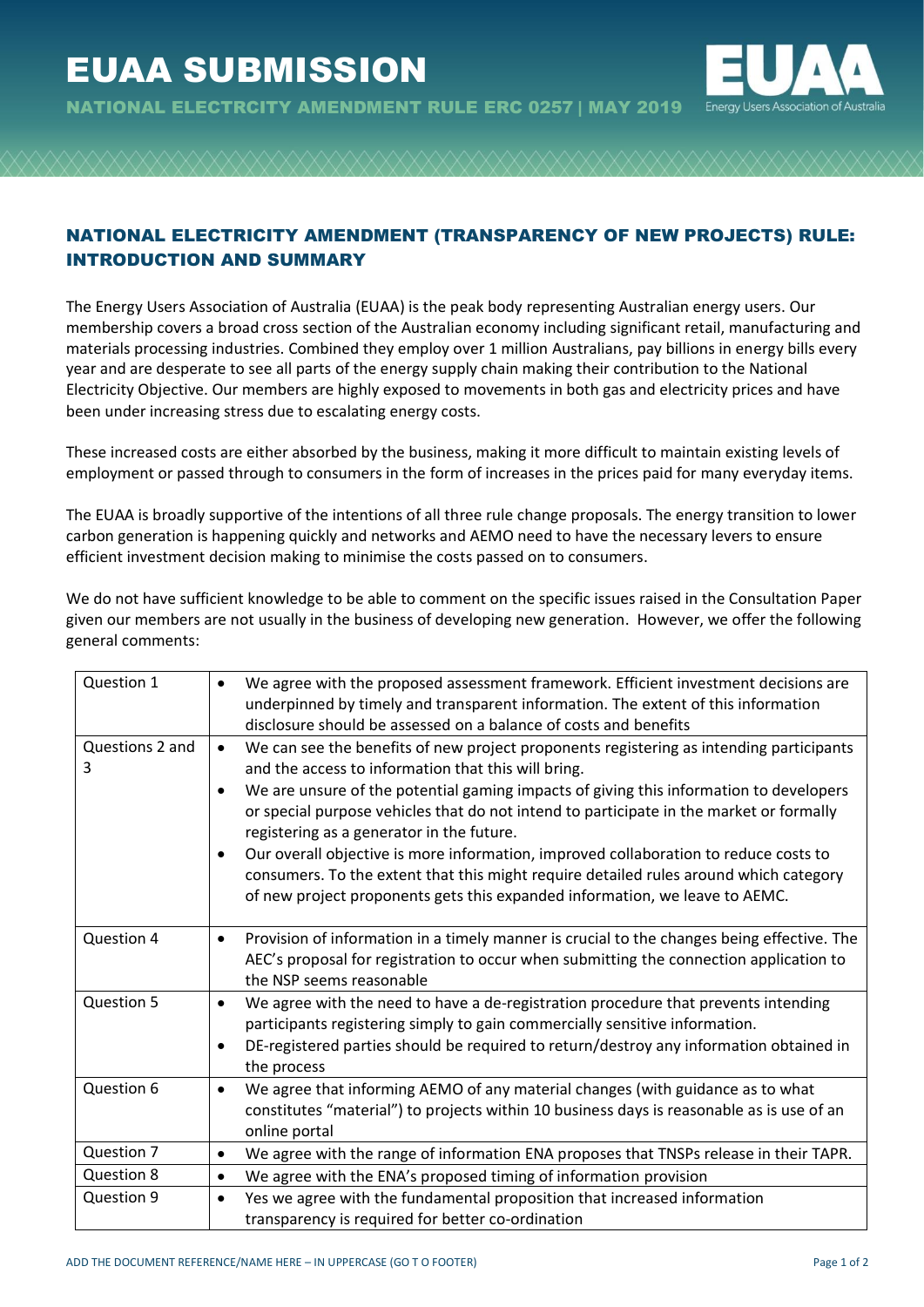# EUAA SUBMISSION

NATIONAL ELECTRCITY AMENDMENT RULE ERC 0257 | MAY 2019

## NATIONAL ELECTRICITY AMENDMENT (TRANSPARENCY OF NEW PROJECTS) RULE: INTRODUCTION AND SUMMARY

The Energy Users Association of Australia (EUAA) is the peak body representing Australian energy users. Our membership covers a broad cross section of the Australian economy including significant retail, manufacturing and materials processing industries. Combined they employ over 1 million Australians, pay billions in energy bills every year and are desperate to see all parts of the energy supply chain making their contribution to the National Electricity Objective. Our members are highly exposed to movements in both gas and electricity prices and have been under increasing stress due to escalating energy costs.

These increased costs are either absorbed by the business, making it more difficult to maintain existing levels of employment or passed through to consumers in the form of increases in the prices paid for many everyday items.

The EUAA is broadly supportive of the intentions of all three rule change proposals. The energy transition to lower carbon generation is happening quickly and networks and AEMO need to have the necessary levers to ensure efficient investment decision making to minimise the costs passed on to consumers.

We do not have sufficient knowledge to be able to comment on the specific issues raised in the Consultation Paper given our members are not usually in the business of developing new generation. However, we offer the following general comments:

| | |
|---|---|
| Question 1 | • We agree with the proposed assessment framework. Efficient investment decisions are underpinned by timely and transparent information. The extent of this information disclosure should be assessed on a balance of costs and benefits |
| Questions 2 and 3 | • We can see the benefits of new project proponents registering as intending participants and the access to information that this will bring.<br>• We are unsure of the potential gaming impacts of giving this information to developers or special purpose vehicles that do not intend to participate in the market or formally registering as a generator in the future.<br>• Our overall objective is more information, improved collaboration to reduce costs to consumers. To the extent that this might require detailed rules around which category of new project proponents gets this expanded information, we leave to AEMC. |
| Question 4 | • Provision of information in a timely manner is crucial to the changes being effective. The AEC's proposal for registration to occur when submitting the connection application to the NSP seems reasonable |
| Question 5 | • We agree with the need to have a de-registration procedure that prevents intending participants registering simply to gain commercially sensitive information.<br>• DE-registered parties should be required to return/destroy any information obtained in the process |
| Question 6 | • We agree that informing AEMO of any material changes (with guidance as to what constitutes "material") to projects within 10 business days is reasonable as is use of an online portal |
| Question 7 | • We agree with the range of information ENA proposes that TNSPs release in their TAPR. |
| Question 8 | • We agree with the ENA's proposed timing of information provision |
| Question 9 | • Yes we agree with the fundamental proposition that increased information transparency is required for better co-ordination |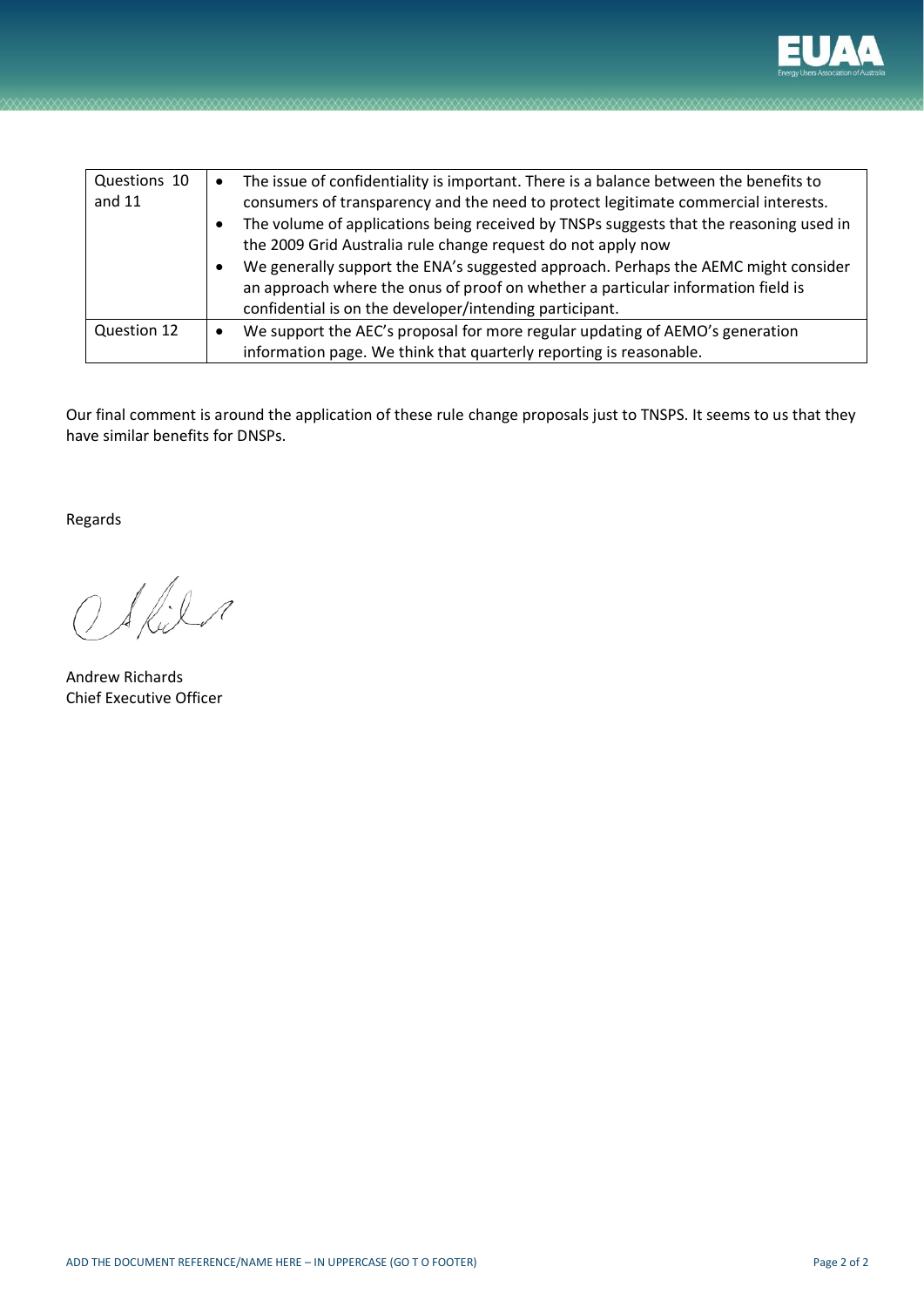| | |
|---|---|
| Questions 10 and 11 | • The issue of confidentiality is important. There is a balance between the benefits to consumers of transparency and the need to protect legitimate commercial interests.<br>• The volume of applications being received by TNSPs suggests that the reasoning used in the 2009 Grid Australia rule change request do not apply now<br>• We generally support the ENA's suggested approach. Perhaps the AEMC might consider an approach where the onus of proof on whether a particular information field is confidential is on the developer/intending participant. |
| Question 12 | • We support the AEC's proposal for more regular updating of AEMO's generation information page. We think that quarterly reporting is reasonable. |

Our final comment is around the application of these rule change proposals just to TNSPS. It seems to us that they have similar benefits for DNSPs.

Regards

Andrew Richards
Chief Executive Officer